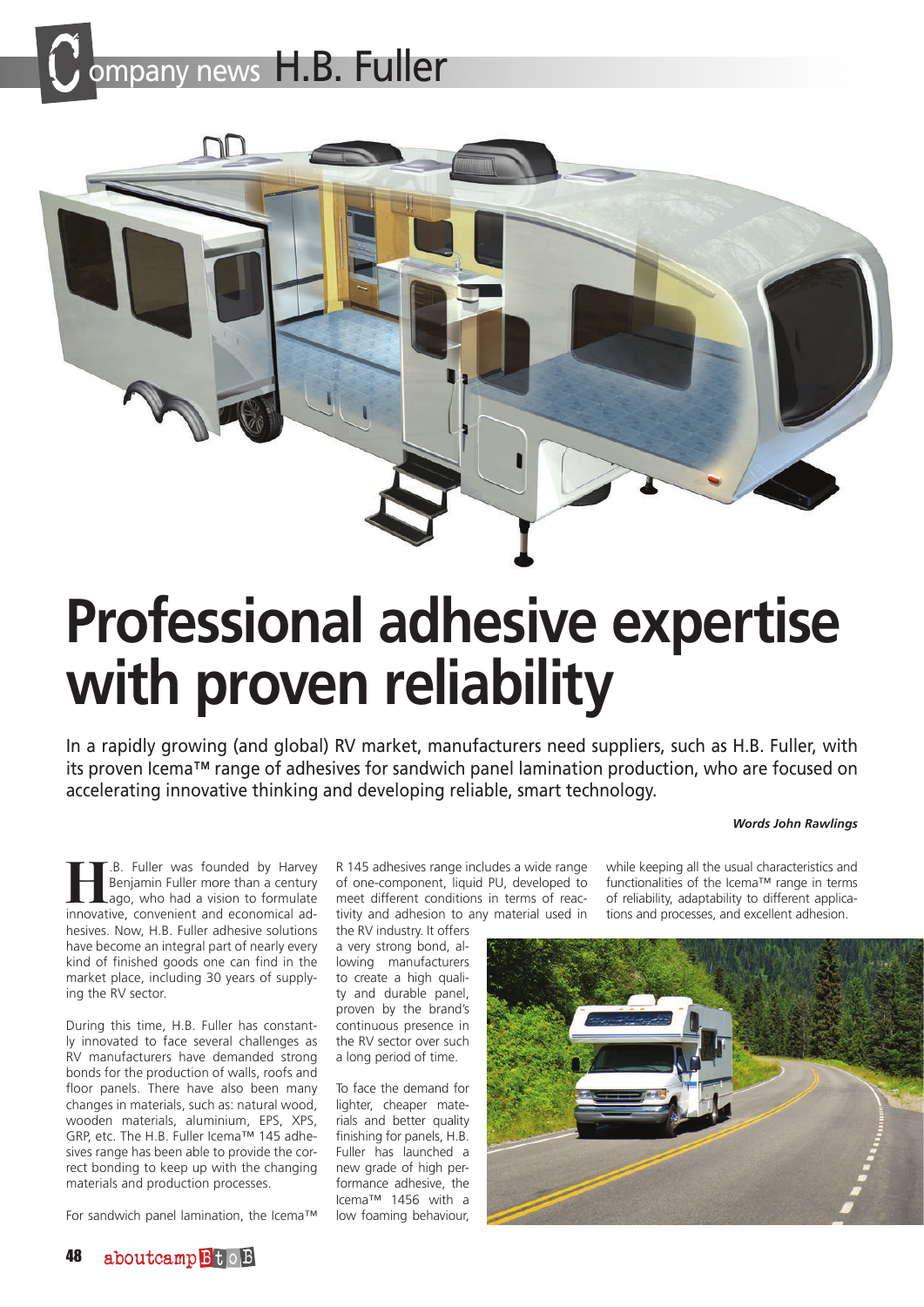# Professional adhesive expertise with proven reliability

In a rapidly growing (and global) RV market, manufacturers need suppliers, such as H.B. Fuller, with its proven Icema™ range of adhesives for sandwich panel lamination production, who are focused on accelerating innovative thinking and developing reliable, smart technology.

***Words John Rawlings***

H.B. Fuller was founded by Harvey Benjamin Fuller more than a century ago, who had a vision to formulate innovative, convenient and economical adhesives. Now, H.B. Fuller adhesive solutions have become an integral part of nearly every kind of finished goods one can find in the market place, including 30 years of supplying the RV sector.

During this time, H.B. Fuller has constantly innovated to face several challenges as RV manufacturers have demanded strong bonds for the production of walls, roofs and floor panels. There have also been many changes in materials, such as: natural wood, wooden materials, aluminium, EPS, XPS, GRP, etc. The H.B. Fuller Icema™ 145 adhesives range has been able to provide the correct bonding to keep up with the changing materials and production processes.

For sandwich panel lamination, the Icema™ R 145 adhesives range includes a wide range of one-component, liquid PU, developed to meet different conditions in terms of reactivity and adhesion to any material used in the RV industry. It offers a very strong bond, allowing manufacturers to create a high quality and durable panel, proven by the brand's continuous presence in the RV sector over such a long period of time.

To face the demand for lighter, cheaper materials and better quality finishing for panels, H.B. Fuller has launched a new grade of high performance adhesive, the Icema™ 1456 with a low foaming behaviour, while keeping all the usual characteristics and functionalities of the Icema™ range in terms of reliability, adaptability to different applications and processes, and excellent adhesion.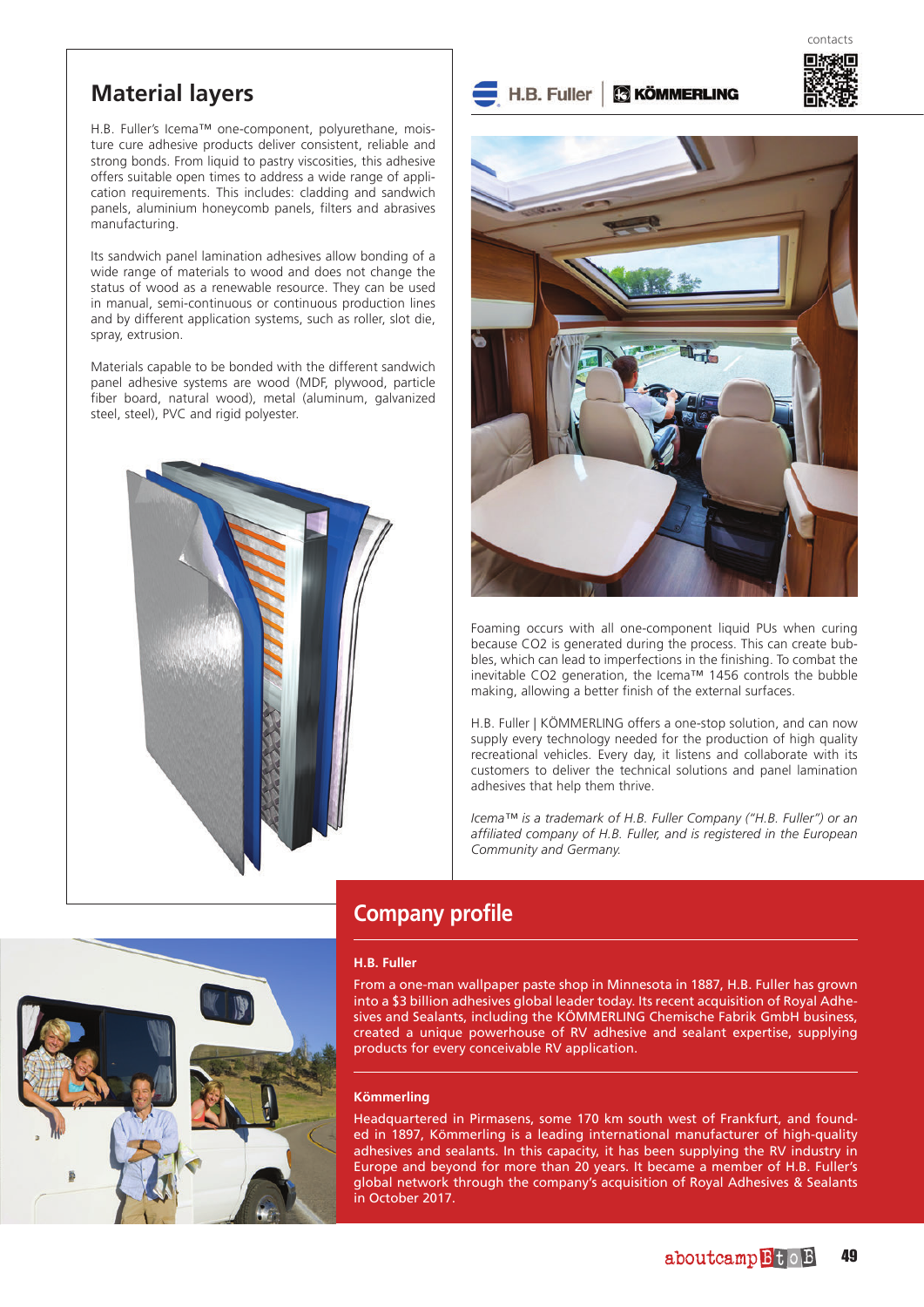## Material layers

H.B. Fuller's Icema™ one-component, polyurethane, moisture cure adhesive products deliver consistent, reliable and strong bonds. From liquid to pastry viscosities, this adhesive offers suitable open times to address a wide range of application requirements. This includes: cladding and sandwich panels, aluminium honeycomb panels, filters and abrasives manufacturing.

Its sandwich panel lamination adhesives allow bonding of a wide range of materials to wood and does not change the status of wood as a renewable resource. They can be used in manual, semi-continuous or continuous production lines and by different application systems, such as roller, slot die, spray, extrusion.

Materials capable to be bonded with the different sandwich panel adhesive systems are wood (MDF, plywood, particle fiber board, natural wood), metal (aluminum, galvanized steel, steel), PVC and rigid polyester.

Foaming occurs with all one-component liquid PUs when curing because CO2 is generated during the process. This can create bubbles, which can lead to imperfections in the finishing. To combat the inevitable CO2 generation, the Icema™ 1456 controls the bubble making, allowing a better finish of the external surfaces.

H.B. Fuller | KÖMMERLING offers a one-stop solution, and can now supply every technology needed for the production of high quality recreational vehicles. Every day, it listens and collaborate with its customers to deliver the technical solutions and panel lamination adhesives that help them thrive.

*Icema™ is a trademark of H.B. Fuller Company ("H.B. Fuller") or an affiliated company of H.B. Fuller, and is registered in the European Community and Germany.*

## Company profile

### H.B. Fuller

From a one-man wallpaper paste shop in Minnesota in 1887, H.B. Fuller has grown into a $3 billion adhesives global leader today. Its recent acquisition of Royal Adhesives and Sealants, including the KÖMMERLING Chemische Fabrik GmbH business, created a unique powerhouse of RV adhesive and sealant expertise, supplying products for every conceivable RV application.

### Kömmerling

Headquartered in Pirmasens, some 170 km south west of Frankfurt, and founded in 1897, Kömmerling is a leading international manufacturer of high-quality adhesives and sealants. In this capacity, it has been supplying the RV industry in Europe and beyond for more than 20 years. It became a member of H.B. Fuller's global network through the company's acquisition of Royal Adhesives & Sealants in October 2017.